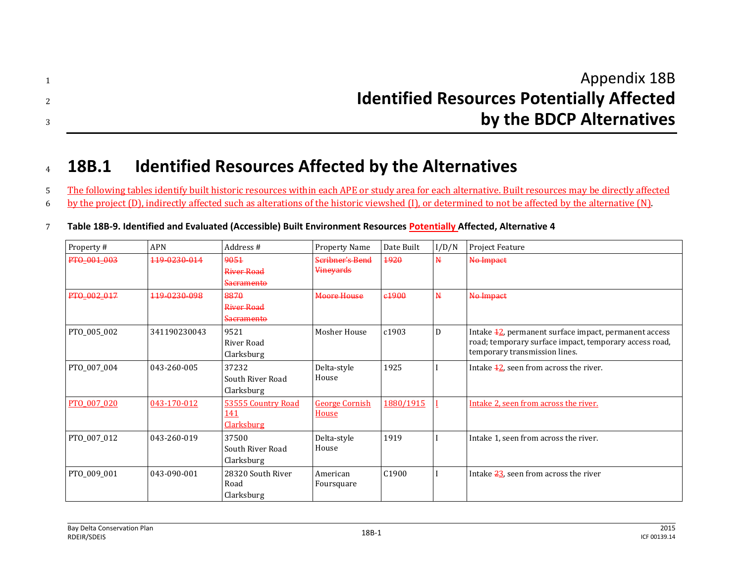# Appendix 18B
# Identified Resources Potentially Affected by the BDCP Alternatives

## 18B.1 Identified Resources Affected by the Alternatives

The following tables identify built historic resources within each APE or study area for each alternative. Built resources may be directly affected by the project (D), indirectly affected such as alterations of the historic viewshed (I), or determined to not be affected by the alternative (N).

**Table 18B-9. Identified and Evaluated (Accessible) Built Environment Resources Potentially Affected, Alternative 4**

| Property # | APN | Address # | Property Name | Date Built | I/D/N | Project Feature |
|---|---|---|---|---|---|---|
| ~~PTO_001_003~~ | ~~119-0230-014~~ | ~~9051 River Road Sacramento~~ | ~~Scribner's Bend Vineyards~~ | ~~1920~~ | ~~N~~ | ~~No Impact~~ |
| ~~PTO_002_017~~ | ~~119-0230-098~~ | ~~8870 River Road Sacramento~~ | ~~Moore House~~ | ~~c1900~~ | ~~N~~ | ~~No Impact~~ |
| PTO_005_002 | 341190230043 | 9521 River Road Clarksburg | Mosher House | c1903 | D | Intake ~~1~~2, permanent surface impact, permanent access road; temporary surface impact, temporary access road, temporary transmission lines. |
| PTO_007_004 | 043-260-005 | 37232 South River Road Clarksburg | Delta-style House | 1925 | I | Intake ~~1~~2, seen from across the river. |
| PTO_007_020 | 043-170-012 | 53555 Country Road 141 Clarksburg | George Cornish House | 1880/1915 | I | Intake 2, seen from across the river. |
| PTO_007_012 | 043-260-019 | 37500 South River Road Clarksburg | Delta-style House | 1919 | I | Intake 1, seen from across the river. |
| PTO_009_001 | 043-090-001 | 28320 South River Road Clarksburg | American Foursquare | C1900 | I | Intake ~~2~~3, seen from across the river |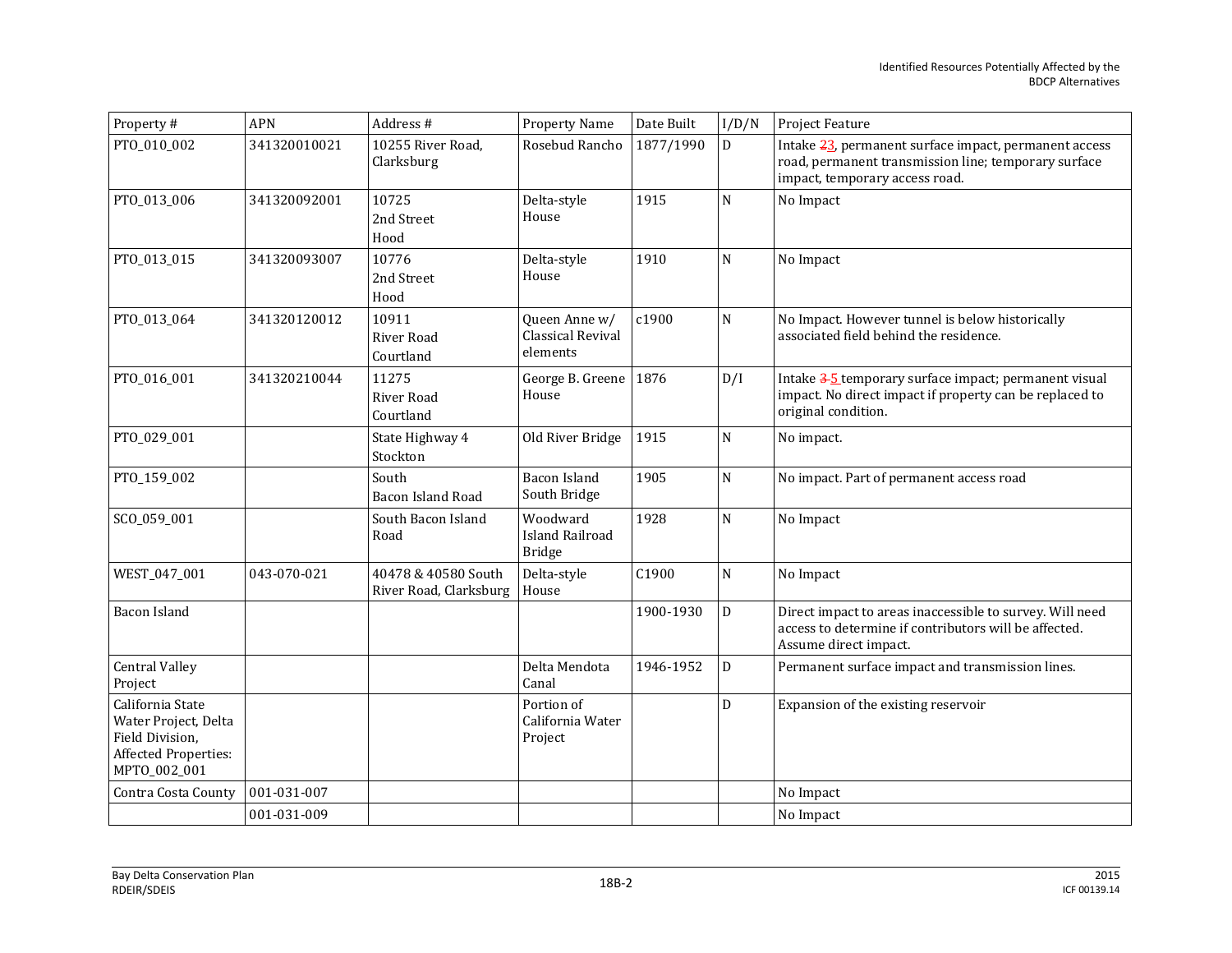| Property # | APN | Address # | Property Name | Date Built | I/D/N | Project Feature |
|---|---|---|---|---|---|---|
| PTO_010_002 | 341320010021 | 10255 River Road, Clarksburg | Rosebud Rancho | 1877/1990 | D | Intake ~~2~~3, permanent surface impact, permanent access road, permanent transmission line; temporary surface impact, temporary access road. |
| PTO_013_006 | 341320092001 | 10725 2nd Street Hood | Delta-style House | 1915 | N | No Impact |
| PTO_013_015 | 341320093007 | 10776 2nd Street Hood | Delta-style House | 1910 | N | No Impact |
| PTO_013_064 | 341320120012 | 10911 River Road Courtland | Queen Anne w/ Classical Revival elements | c1900 | N | No Impact. However tunnel is below historically associated field behind the residence. |
| PTO_016_001 | 341320210044 | 11275 River Road Courtland | George B. Greene House | 1876 | D/I | Intake ~~3~~ 5 temporary surface impact; permanent visual impact. No direct impact if property can be replaced to original condition. |
| PTO_029_001 | | State Highway 4 Stockton | Old River Bridge | 1915 | N | No impact. |
| PTO_159_002 | | South Bacon Island Road | Bacon Island South Bridge | 1905 | N | No impact. Part of permanent access road |
| SCO_059_001 | | South Bacon Island Road | Woodward Island Railroad Bridge | 1928 | N | No Impact |
| WEST_047_001 | 043-070-021 | 40478 & 40580 South River Road, Clarksburg | Delta-style House | C1900 | N | No Impact |
| Bacon Island | | | | 1900-1930 | D | Direct impact to areas inaccessible to survey. Will need access to determine if contributors will be affected. Assume direct impact. |
| Central Valley Project | | | Delta Mendota Canal | 1946-1952 | D | Permanent surface impact and transmission lines. |
| California State Water Project, Delta Field Division, Affected Properties: MPTO_002_001 | | | Portion of California Water Project | | D | Expansion of the existing reservoir |
| Contra Costa County | 001-031-007 | | | | | No Impact |
| | 001-031-009 | | | | | No Impact |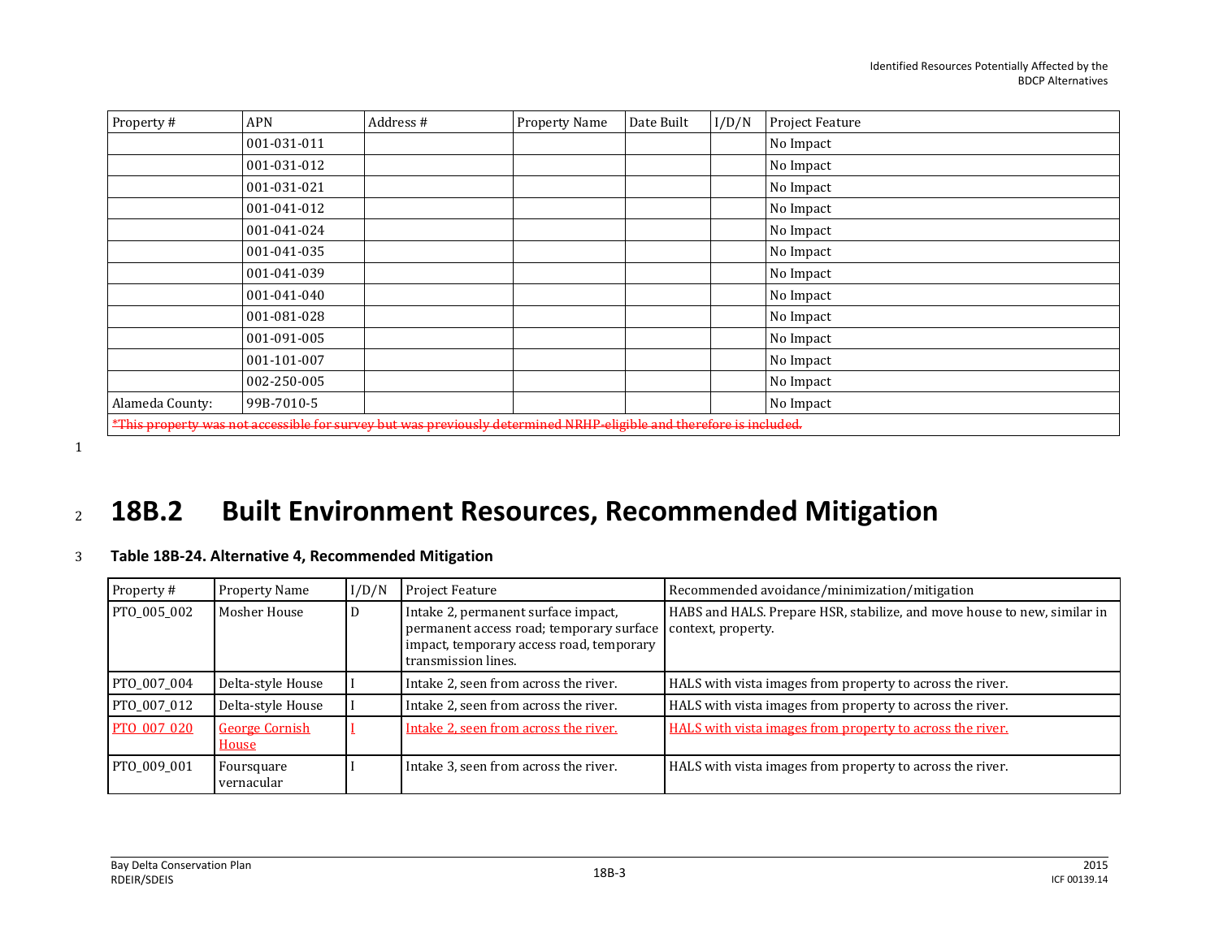| Property # | APN | Address # | Property Name | Date Built | I/D/N | Project Feature |
|---|---|---|---|---|---|---|
| | 001-031-011 | | | | | No Impact |
| | 001-031-012 | | | | | No Impact |
| | 001-031-021 | | | | | No Impact |
| | 001-041-012 | | | | | No Impact |
| | 001-041-024 | | | | | No Impact |
| | 001-041-035 | | | | | No Impact |
| | 001-041-039 | | | | | No Impact |
| | 001-041-040 | | | | | No Impact |
| | 001-081-028 | | | | | No Impact |
| | 001-091-005 | | | | | No Impact |
| | 001-101-007 | | | | | No Impact |
| | 002-250-005 | | | | | No Impact |
| Alameda County: | 99B-7010-5 | | | | | No Impact |
| ~~*This property was not accessible for survey but was previously determined NRHP-eligible and therefore is included.~~ | | | | | | |

## 18B.2 Built Environment Resources, Recommended Mitigation

**Table 18B-24. Alternative 4, Recommended Mitigation**

| Property # | Property Name | I/D/N | Project Feature | Recommended avoidance/minimization/mitigation |
|---|---|---|---|---|
| PTO_005_002 | Mosher House | D | Intake 2, permanent surface impact, permanent access road; temporary surface impact, temporary access road, temporary transmission lines. | HABS and HALS. Prepare HSR, stabilize, and move house to new, similar in context, property. |
| PTO_007_004 | Delta-style House | I | Intake 2, seen from across the river. | HALS with vista images from property to across the river. |
| PTO_007_012 | Delta-style House | I | Intake 2, seen from across the river. | HALS with vista images from property to across the river. |
| PTO_007_020 | George Cornish House | I | Intake 2, seen from across the river. | HALS with vista images from property to across the river. |
| PTO_009_001 | Foursquare vernacular | I | Intake 3, seen from across the river. | HALS with vista images from property to across the river. |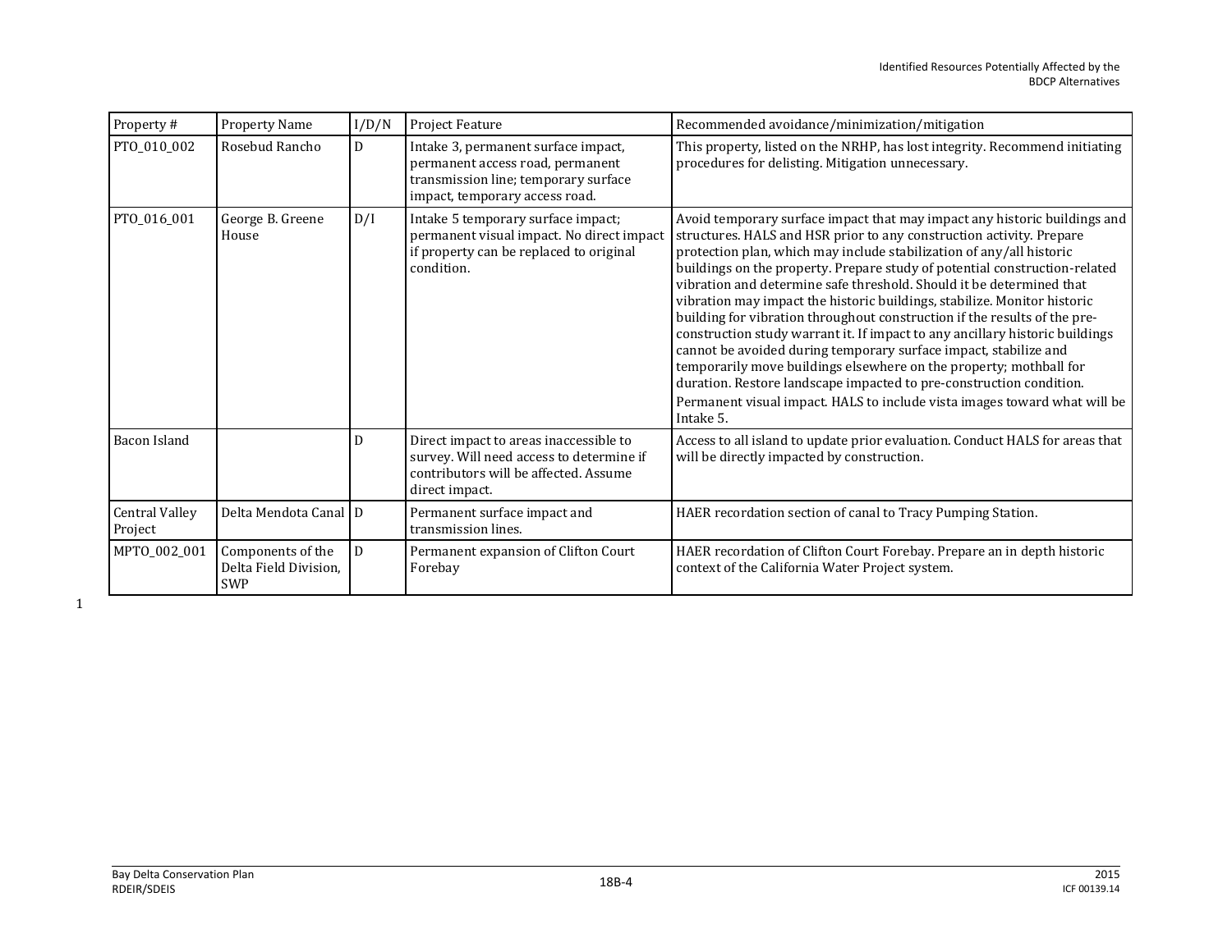| Property # | Property Name | I/D/N | Project Feature | Recommended avoidance/minimization/mitigation |
|---|---|---|---|---|
| PTO_010_002 | Rosebud Rancho | D | Intake 3, permanent surface impact, permanent access road, permanent transmission line; temporary surface impact, temporary access road. | This property, listed on the NRHP, has lost integrity. Recommend initiating procedures for delisting. Mitigation unnecessary. |
| PTO_016_001 | George B. Greene House | D/I | Intake 5 temporary surface impact; permanent visual impact. No direct impact if property can be replaced to original condition. | Avoid temporary surface impact that may impact any historic buildings and structures. HALS and HSR prior to any construction activity. Prepare protection plan, which may include stabilization of any/all historic buildings on the property. Prepare study of potential construction-related vibration and determine safe threshold. Should it be determined that vibration may impact the historic buildings, stabilize. Monitor historic building for vibration throughout construction if the results of the pre-construction study warrant it. If impact to any ancillary historic buildings cannot be avoided during temporary surface impact, stabilize and temporarily move buildings elsewhere on the property; mothball for duration. Restore landscape impacted to pre-construction condition. Permanent visual impact. HALS to include vista images toward what will be Intake 5. |
| Bacon Island | | D | Direct impact to areas inaccessible to survey. Will need access to determine if contributors will be affected. Assume direct impact. | Access to all island to update prior evaluation. Conduct HALS for areas that will be directly impacted by construction. |
| Central Valley Project | Delta Mendota Canal | D | Permanent surface impact and transmission lines. | HAER recordation section of canal to Tracy Pumping Station. |
| MPTO_002_001 | Components of the Delta Field Division, SWP | D | Permanent expansion of Clifton Court Forebay | HAER recordation of Clifton Court Forebay. Prepare an in depth historic context of the California Water Project system. |